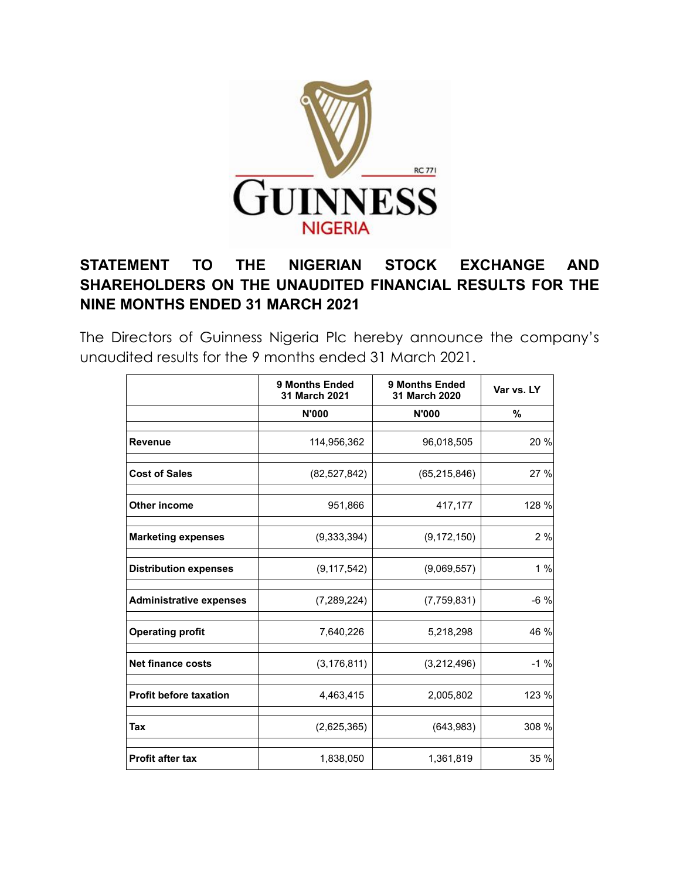GUINNESS NIGERIA

RC 771

# STATEMENT TO THE NIGERIAN STOCK EXCHANGE AND SHAREHOLDERS ON THE UNAUDITED FINANCIAL RESULTS FOR THE NINE MONTHS ENDED 31 MARCH 2021

The Directors of Guinness Nigeria Plc hereby announce the company's unaudited results for the 9 months ended 31 March 2021.

| | 9 Months Ended 31 March 2021 | 9 Months Ended 31 March 2020 | Var vs. LY |
|---|---|---|---|
| | N'000 | N'000 | % |
| **Revenue** | 114,956,362 | 96,018,505 | 20 % |
| **Cost of Sales** | (82,527,842) | (65,215,846) | 27 % |
| **Other income** | 951,866 | 417,177 | 128 % |
| **Marketing expenses** | (9,333,394) | (9,172,150) | 2 % |
| **Distribution expenses** | (9,117,542) | (9,069,557) | 1 % |
| **Administrative expenses** | (7,289,224) | (7,759,831) | -6 % |
| **Operating profit** | 7,640,226 | 5,218,298 | 46 % |
| **Net finance costs** | (3,176,811) | (3,212,496) | -1 % |
| **Profit before taxation** | 4,463,415 | 2,005,802 | 123 % |
| **Tax** | (2,625,365) | (643,983) | 308 % |
| **Profit after tax** | 1,838,050 | 1,361,819 | 35 % |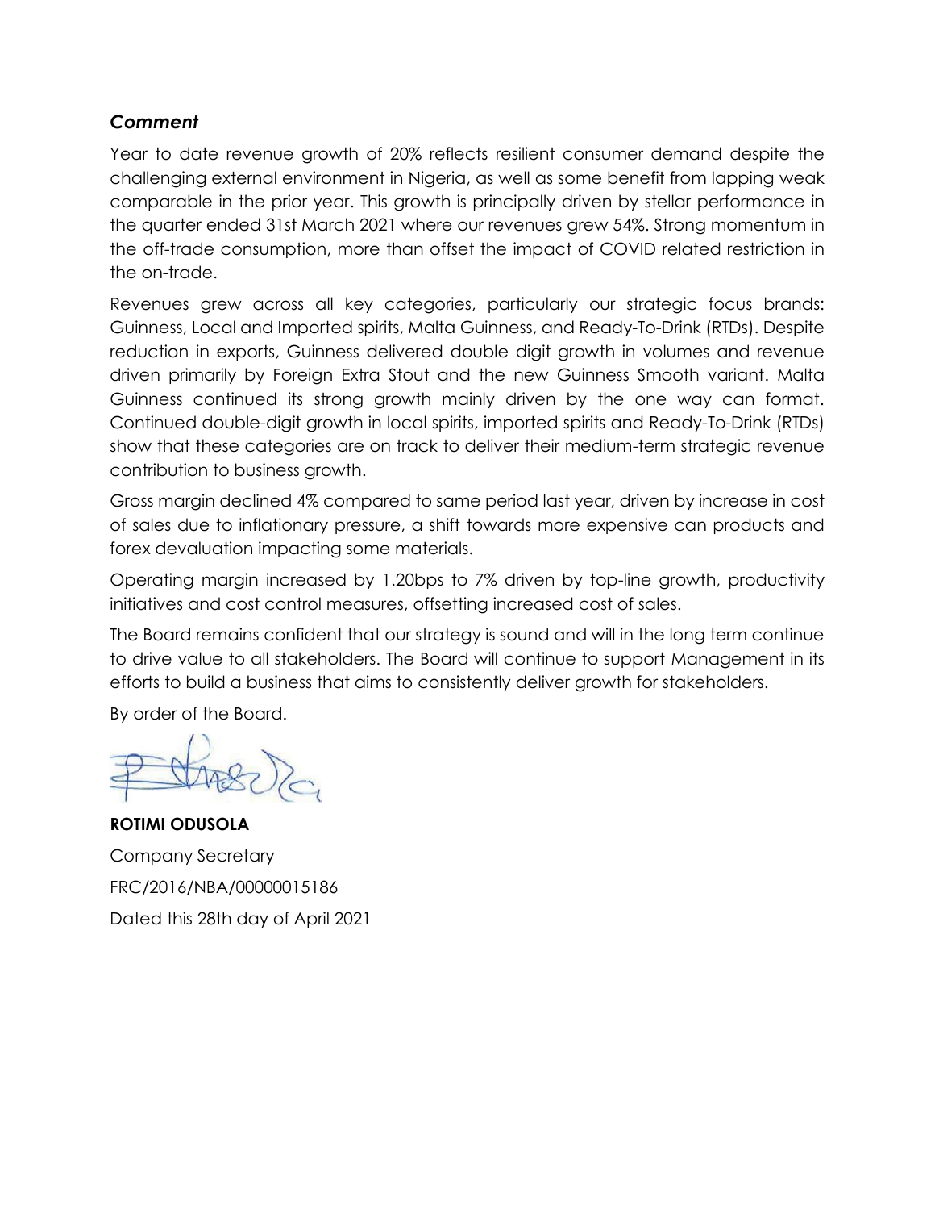### *Comment*

Year to date revenue growth of 20% reflects resilient consumer demand despite the challenging external environment in Nigeria, as well as some benefit from lapping weak comparable in the prior year. This growth is principally driven by stellar performance in the quarter ended 31st March 2021 where our revenues grew 54%. Strong momentum in the off-trade consumption, more than offset the impact of COVID related restriction in the on-trade.

Revenues grew across all key categories, particularly our strategic focus brands: Guinness, Local and Imported spirits, Malta Guinness, and Ready-To-Drink (RTDs). Despite reduction in exports, Guinness delivered double digit growth in volumes and revenue driven primarily by Foreign Extra Stout and the new Guinness Smooth variant. Malta Guinness continued its strong growth mainly driven by the one way can format. Continued double-digit growth in local spirits, imported spirits and Ready-To-Drink (RTDs) show that these categories are on track to deliver their medium-term strategic revenue contribution to business growth.

Gross margin declined 4% compared to same period last year, driven by increase in cost of sales due to inflationary pressure, a shift towards more expensive can products and forex devaluation impacting some materials.

Operating margin increased by 1.20bps to 7% driven by top-line growth, productivity initiatives and cost control measures, offsetting increased cost of sales.

The Board remains confident that our strategy is sound and will in the long term continue to drive value to all stakeholders. The Board will continue to support Management in its efforts to build a business that aims to consistently deliver growth for stakeholders.

By order of the Board.

**ROTIMI ODUSOLA**

Company Secretary

FRC/2016/NBA/00000015186

Dated this 28th day of April 2021